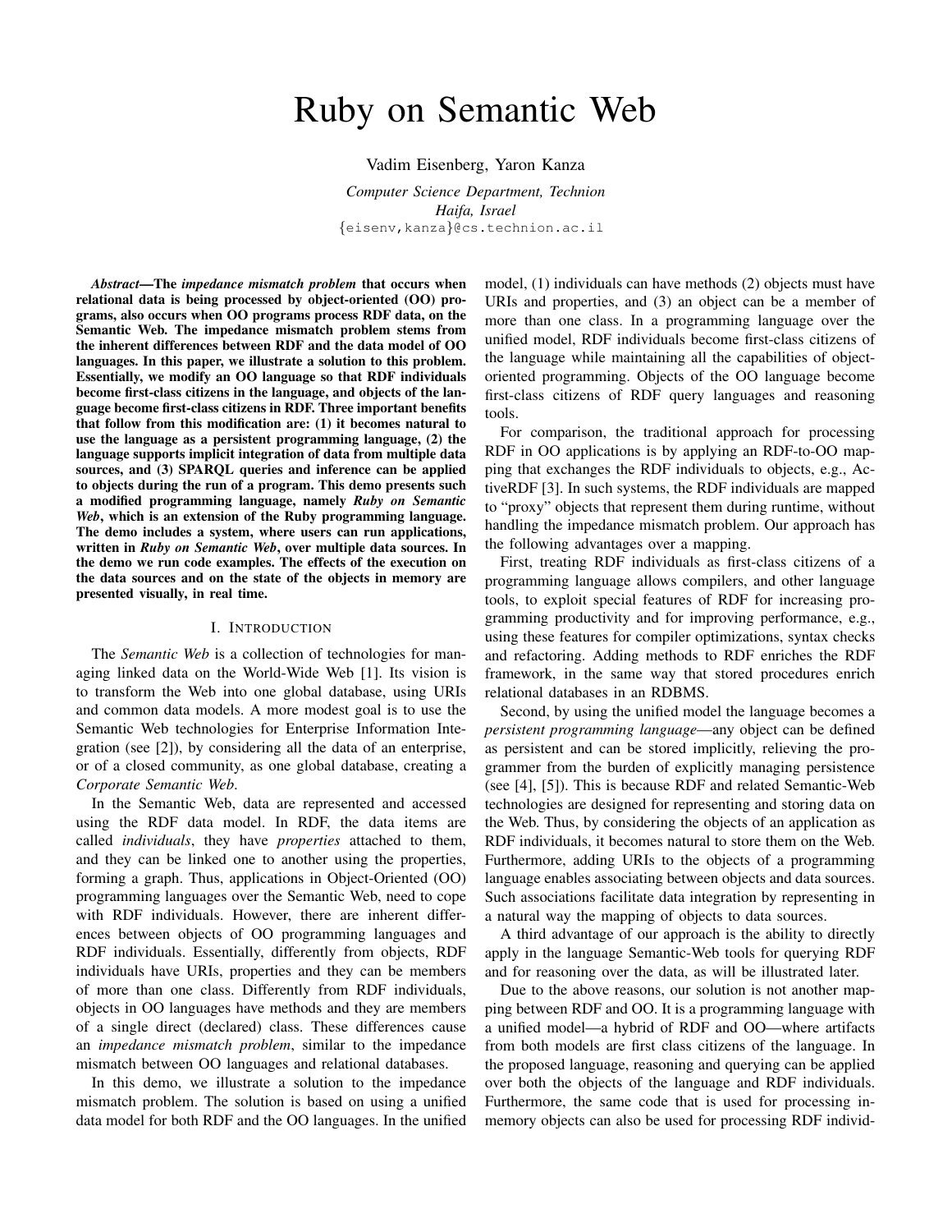# Ruby on Semantic Web

Vadim Eisenberg, Yaron Kanza

*Computer Science Department, Technion*
*Haifa, Israel*
{eisenv,kanza}@cs.technion.ac.il

***Abstract*—The *impedance mismatch problem* that occurs when relational data is being processed by object-oriented (OO) programs, also occurs when OO programs process RDF data, on the Semantic Web. The impedance mismatch problem stems from the inherent differences between RDF and the data model of OO languages. In this paper, we illustrate a solution to this problem. Essentially, we modify an OO language so that RDF individuals become first-class citizens in the language, and objects of the language become first-class citizens in RDF. Three important benefits that follow from this modification are: (1) it becomes natural to use the language as a persistent programming language, (2) the language supports implicit integration of data from multiple data sources, and (3) SPARQL queries and inference can be applied to objects during the run of a program. This demo presents such a modified programming language, namely *Ruby on Semantic Web*, which is an extension of the Ruby programming language. The demo includes a system, where users can run applications, written in *Ruby on Semantic Web*, over multiple data sources. In the demo we run code examples. The effects of the execution on the data sources and on the state of the objects in memory are presented visually, in real time.**

## I. Introduction

The *Semantic Web* is a collection of technologies for managing linked data on the World-Wide Web [1]. Its vision is to transform the Web into one global database, using URIs and common data models. A more modest goal is to use the Semantic Web technologies for Enterprise Information Integration (see [2]), by considering all the data of an enterprise, or of a closed community, as one global database, creating a *Corporate Semantic Web*.

In the Semantic Web, data are represented and accessed using the RDF data model. In RDF, the data items are called *individuals*, they have *properties* attached to them, and they can be linked one to another using the properties, forming a graph. Thus, applications in Object-Oriented (OO) programming languages over the Semantic Web, need to cope with RDF individuals. However, there are inherent differences between objects of OO programming languages and RDF individuals. Essentially, differently from objects, RDF individuals have URIs, properties and they can be members of more than one class. Differently from RDF individuals, objects in OO languages have methods and they are members of a single direct (declared) class. These differences cause an *impedance mismatch problem*, similar to the impedance mismatch between OO languages and relational databases.

In this demo, we illustrate a solution to the impedance mismatch problem. The solution is based on using a unified data model for both RDF and the OO languages. In the unified model, (1) individuals can have methods (2) objects must have URIs and properties, and (3) an object can be a member of more than one class. In a programming language over the unified model, RDF individuals become first-class citizens of the language while maintaining all the capabilities of object-oriented programming. Objects of the OO language become first-class citizens of RDF query languages and reasoning tools.

For comparison, the traditional approach for processing RDF in OO applications is by applying an RDF-to-OO mapping that exchanges the RDF individuals to objects, e.g., ActiveRDF [3]. In such systems, the RDF individuals are mapped to "proxy" objects that represent them during runtime, without handling the impedance mismatch problem. Our approach has the following advantages over a mapping.

First, treating RDF individuals as first-class citizens of a programming language allows compilers, and other language tools, to exploit special features of RDF for increasing programming productivity and for improving performance, e.g., using these features for compiler optimizations, syntax checks and refactoring. Adding methods to RDF enriches the RDF framework, in the same way that stored procedures enrich relational databases in an RDBMS.

Second, by using the unified model the language becomes a *persistent programming language*—any object can be defined as persistent and can be stored implicitly, relieving the programmer from the burden of explicitly managing persistence (see [4], [5]). This is because RDF and related Semantic-Web technologies are designed for representing and storing data on the Web. Thus, by considering the objects of an application as RDF individuals, it becomes natural to store them on the Web. Furthermore, adding URIs to the objects of a programming language enables associating between objects and data sources. Such associations facilitate data integration by representing in a natural way the mapping of objects to data sources.

A third advantage of our approach is the ability to directly apply in the language Semantic-Web tools for querying RDF and for reasoning over the data, as will be illustrated later.

Due to the above reasons, our solution is not another mapping between RDF and OO. It is a programming language with a unified model—a hybrid of RDF and OO—where artifacts from both models are first class citizens of the language. In the proposed language, reasoning and querying can be applied over both the objects of the language and RDF individuals. Furthermore, the same code that is used for processing in-memory objects can also be used for processing RDF individ-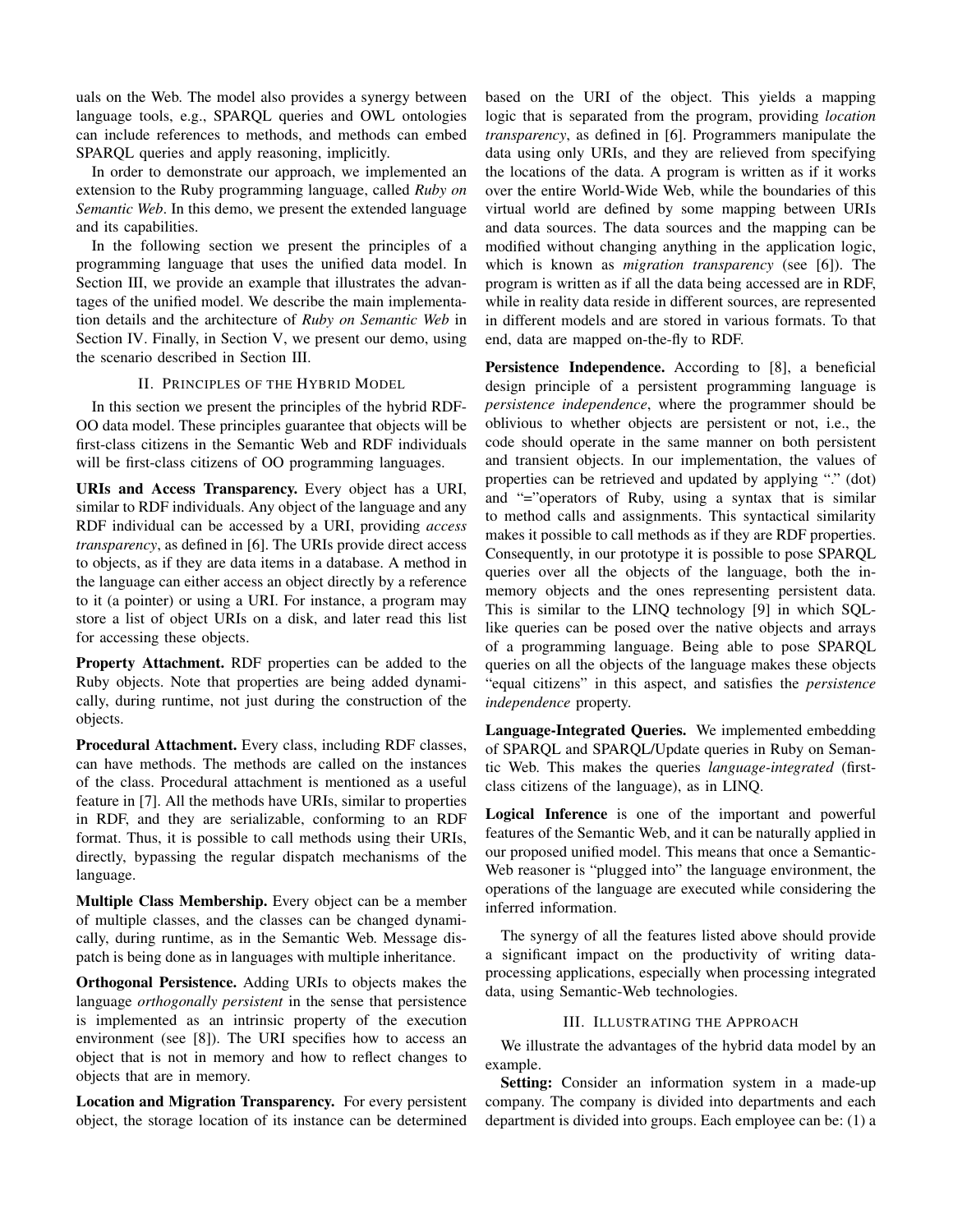uals on the Web. The model also provides a synergy between language tools, e.g., SPARQL queries and OWL ontologies can include references to methods, and methods can embed SPARQL queries and apply reasoning, implicitly.

In order to demonstrate our approach, we implemented an extension to the Ruby programming language, called *Ruby on Semantic Web*. In this demo, we present the extended language and its capabilities.

In the following section we present the principles of a programming language that uses the unified data model. In Section III, we provide an example that illustrates the advantages of the unified model. We describe the main implementation details and the architecture of *Ruby on Semantic Web* in Section IV. Finally, in Section V, we present our demo, using the scenario described in Section III.

## II. Principles of the Hybrid Model

In this section we present the principles of the hybrid RDF-OO data model. These principles guarantee that objects will be first-class citizens in the Semantic Web and RDF individuals will be first-class citizens of OO programming languages.

**URIs and Access Transparency.** Every object has a URI, similar to RDF individuals. Any object of the language and any RDF individual can be accessed by a URI, providing *access transparency*, as defined in [6]. The URIs provide direct access to objects, as if they are data items in a database. A method in the language can either access an object directly by a reference to it (a pointer) or using a URI. For instance, a program may store a list of object URIs on a disk, and later read this list for accessing these objects.

**Property Attachment.** RDF properties can be added to the Ruby objects. Note that properties are being added dynamically, during runtime, not just during the construction of the objects.

**Procedural Attachment.** Every class, including RDF classes, can have methods. The methods are called on the instances of the class. Procedural attachment is mentioned as a useful feature in [7]. All the methods have URIs, similar to properties in RDF, and they are serializable, conforming to an RDF format. Thus, it is possible to call methods using their URIs, directly, bypassing the regular dispatch mechanisms of the language.

**Multiple Class Membership.** Every object can be a member of multiple classes, and the classes can be changed dynamically, during runtime, as in the Semantic Web. Message dispatch is being done as in languages with multiple inheritance.

**Orthogonal Persistence.** Adding URIs to objects makes the language *orthogonally persistent* in the sense that persistence is implemented as an intrinsic property of the execution environment (see [8]). The URI specifies how to access an object that is not in memory and how to reflect changes to objects that are in memory.

**Location and Migration Transparency.** For every persistent object, the storage location of its instance can be determined based on the URI of the object. This yields a mapping logic that is separated from the program, providing *location transparency*, as defined in [6]. Programmers manipulate the data using only URIs, and they are relieved from specifying the locations of the data. A program is written as if it works over the entire World-Wide Web, while the boundaries of this virtual world are defined by some mapping between URIs and data sources. The data sources and the mapping can be modified without changing anything in the application logic, which is known as *migration transparency* (see [6]). The program is written as if all the data being accessed are in RDF, while in reality data reside in different sources, are represented in different models and are stored in various formats. To that end, data are mapped on-the-fly to RDF.

**Persistence Independence.** According to [8], a beneficial design principle of a persistent programming language is *persistence independence*, where the programmer should be oblivious to whether objects are persistent or not, i.e., the code should operate in the same manner on both persistent and transient objects. In our implementation, the values of properties can be retrieved and updated by applying "." (dot) and "="operators of Ruby, using a syntax that is similar to method calls and assignments. This syntactical similarity makes it possible to call methods as if they are RDF properties. Consequently, in our prototype it is possible to pose SPARQL queries over all the objects of the language, both the in-memory objects and the ones representing persistent data. This is similar to the LINQ technology [9] in which SQL-like queries can be posed over the native objects and arrays of a programming language. Being able to pose SPARQL queries on all the objects of the language makes these objects "equal citizens" in this aspect, and satisfies the *persistence independence* property.

**Language-Integrated Queries.** We implemented embedding of SPARQL and SPARQL/Update queries in Ruby on Semantic Web. This makes the queries *language-integrated* (first-class citizens of the language), as in LINQ.

**Logical Inference** is one of the important and powerful features of the Semantic Web, and it can be naturally applied in our proposed unified model. This means that once a Semantic-Web reasoner is "plugged into" the language environment, the operations of the language are executed while considering the inferred information.

The synergy of all the features listed above should provide a significant impact on the productivity of writing data-processing applications, especially when processing integrated data, using Semantic-Web technologies.

## III. Illustrating the Approach

We illustrate the advantages of the hybrid data model by an example.

**Setting:** Consider an information system in a made-up company. The company is divided into departments and each department is divided into groups. Each employee can be: (1) a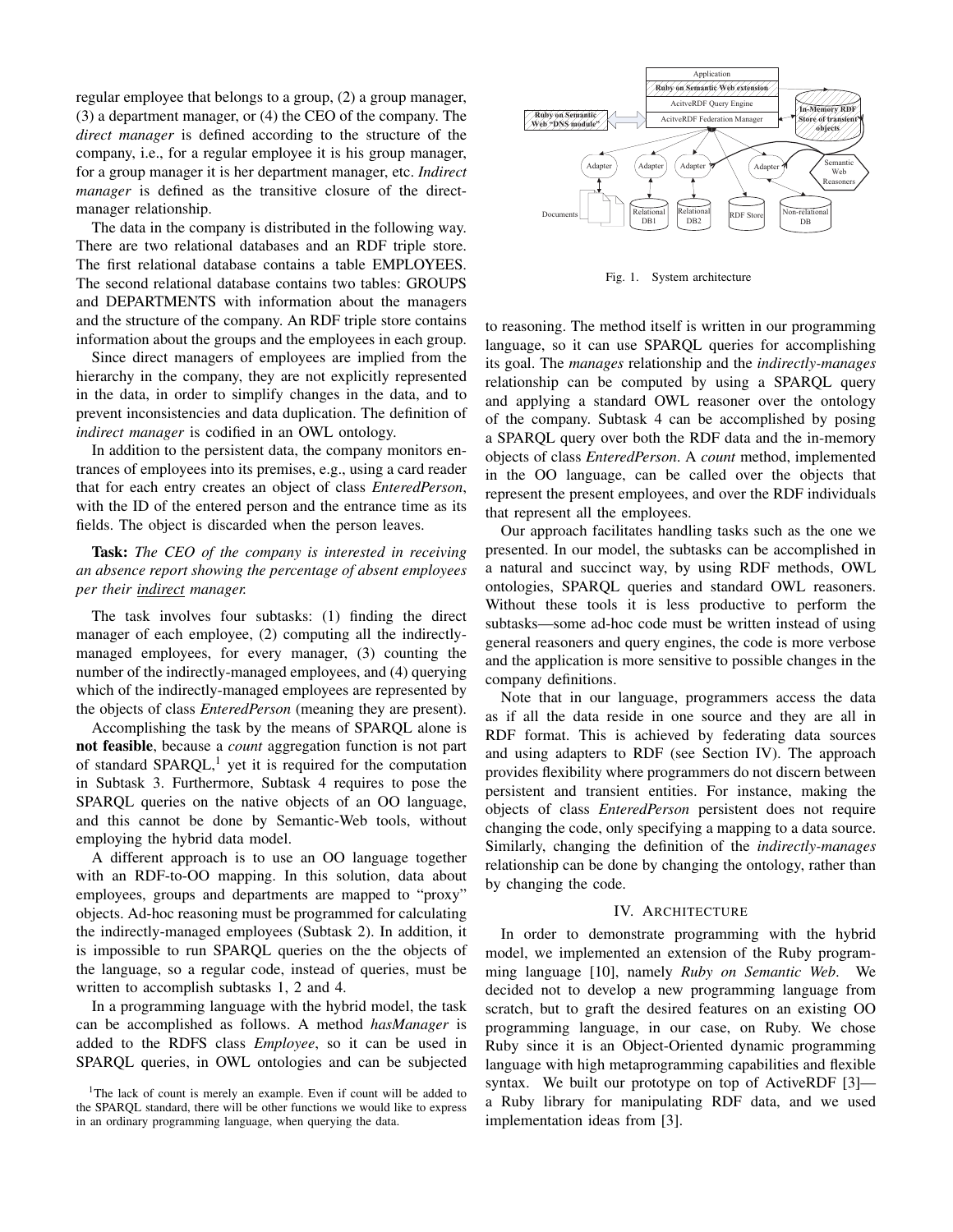regular employee that belongs to a group, (2) a group manager, (3) a department manager, or (4) the CEO of the company. The *direct manager* is defined according to the structure of the company, i.e., for a regular employee it is his group manager, for a group manager it is her department manager, etc. *Indirect manager* is defined as the transitive closure of the direct-manager relationship.

The data in the company is distributed in the following way. There are two relational databases and an RDF triple store. The first relational database contains a table EMPLOYEES. The second relational database contains two tables: GROUPS and DEPARTMENTS with information about the managers and the structure of the company. An RDF triple store contains information about the groups and the employees in each group.

Since direct managers of employees are implied from the hierarchy in the company, they are not explicitly represented in the data, in order to simplify changes in the data, and to prevent inconsistencies and data duplication. The definition of *indirect manager* is codified in an OWL ontology.

In addition to the persistent data, the company monitors entrances of employees into its premises, e.g., using a card reader that for each entry creates an object of class *EnteredPerson*, with the ID of the entered person and the entrance time as its fields. The object is discarded when the person leaves.

**Task:** *The CEO of the company is interested in receiving an absence report showing the percentage of absent employees per their indirect manager.*

The task involves four subtasks: (1) finding the direct manager of each employee, (2) computing all the indirectly-managed employees, for every manager, (3) counting the number of the indirectly-managed employees, and (4) querying which of the indirectly-managed employees are represented by the objects of class *EnteredPerson* (meaning they are present).

Accomplishing the task by the means of SPARQL alone is **not feasible**, because a *count* aggregation function is not part of standard SPARQL,[1] yet it is required for the computation in Subtask 3. Furthermore, Subtask 4 requires to pose the SPARQL queries on the native objects of an OO language, and this cannot be done by Semantic-Web tools, without employing the hybrid data model.

A different approach is to use an OO language together with an RDF-to-OO mapping. In this solution, data about employees, groups and departments are mapped to "proxy" objects. Ad-hoc reasoning must be programmed for calculating the indirectly-managed employees (Subtask 2). In addition, it is impossible to run SPARQL queries on the the objects of the language, so a regular code, instead of queries, must be written to accomplish subtasks 1, 2 and 4.

In a programming language with the hybrid model, the task can be accomplished as follows. A method *hasManager* is added to the RDFS class *Employee*, so it can be used in SPARQL queries, in OWL ontologies and can be subjected to reasoning. The method itself is written in our programming language, so it can use SPARQL queries for accomplishing its goal. The *manages* relationship and the *indirectly-manages* relationship can be computed by using a SPARQL query and applying a standard OWL reasoner over the ontology of the company. Subtask 4 can be accomplished by posing a SPARQL query over both the RDF data and the in-memory objects of class *EnteredPerson*. A *count* method, implemented in the OO language, can be called over the objects that represent the present employees, and over the RDF individuals that represent all the employees.

Our approach facilitates handling tasks such as the one we presented. In our model, the subtasks can be accomplished in a natural and succinct way, by using RDF methods, OWL ontologies, SPARQL queries and standard OWL reasoners. Without these tools it is less productive to perform the subtasks—some ad-hoc code must be written instead of using general reasoners and query engines, the code is more verbose and the application is more sensitive to possible changes in the company definitions.

Note that in our language, programmers access the data as if all the data reside in one source and they are all in RDF format. This is achieved by federating data sources and using adapters to RDF (see Section IV). The approach provides flexibility where programmers do not discern between persistent and transient entities. For instance, making the objects of class *EnteredPerson* persistent does not require changing the code, only specifying a mapping to a data source. Similarly, changing the definition of the *indirectly-manages* relationship can be done by changing the ontology, rather than by changing the code.

Application
Ruby on Semantic Web extension
AcitveRDF Query Engine
AcitveRDF Federation Manager
Ruby on Semantic Web "DNS module"
In-Memory RDF Store of transient objects
Adapter
Adapter
Adapter
Adapter
Semantic Web Reasoners
Documents
Relational DB1
Relational DB2
RDF Store
Non-relational DB

Fig. 1. System architecture

## IV. Architecture

In order to demonstrate programming with the hybrid model, we implemented an extension of the Ruby programming language [10], namely *Ruby on Semantic Web*. We decided not to develop a new programming language from scratch, but to graft the desired features on an existing OO programming language, in our case, on Ruby. We chose Ruby since it is an Object-Oriented dynamic programming language with high metaprogramming capabilities and flexible syntax. We built our prototype on top of ActiveRDF [3]—a Ruby library for manipulating RDF data, and we used implementation ideas from [3].

[1] The lack of count is merely an example. Even if count will be added to the SPARQL standard, there will be other functions we would like to express in an ordinary programming language, when querying the data.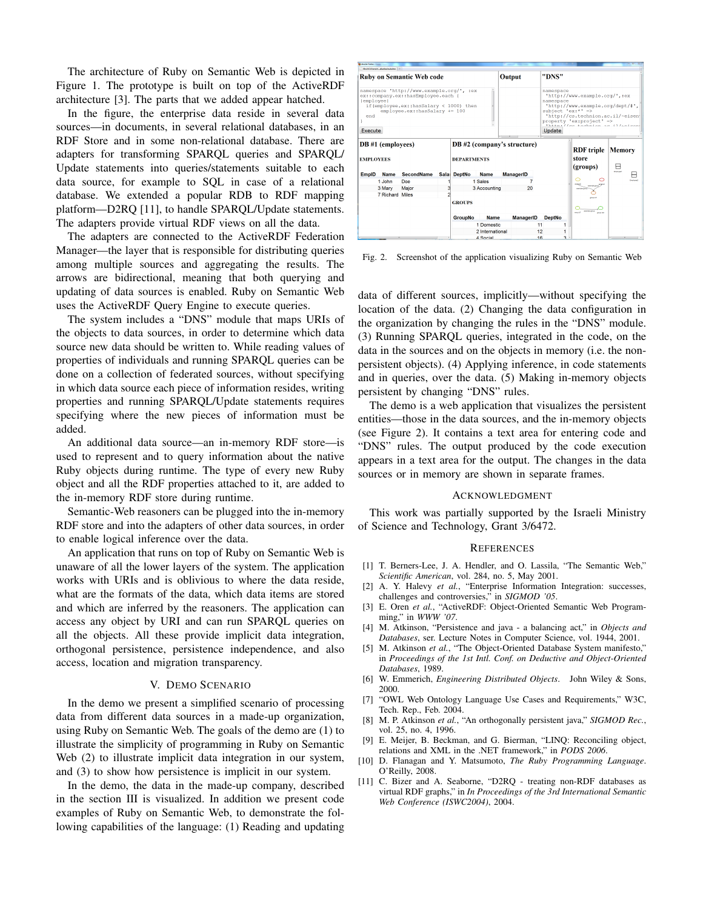The architecture of Ruby on Semantic Web is depicted in Figure 1. The prototype is built on top of the ActiveRDF architecture [3]. The parts that we added appear hatched.

In the figure, the enterprise data reside in several data sources—in documents, in several relational databases, in an RDF Store and in some non-relational database. There are adapters for transforming SPARQL queries and SPARQL/Update statements into queries/statements suitable to each data source, for example to SQL in case of a relational database. We extended a popular RDB to RDF mapping platform—D2RQ [11], to handle SPARQL/Update statements. The adapters provide virtual RDF views on all the data.

The adapters are connected to the ActiveRDF Federation Manager—the layer that is responsible for distributing queries among multiple sources and aggregating the results. The arrows are bidirectional, meaning that both querying and updating of data sources is enabled. Ruby on Semantic Web uses the ActiveRDF Query Engine to execute queries.

The system includes a "DNS" module that maps URIs of the objects to data sources, in order to determine which data source new data should be written to. While reading values of properties of individuals and running SPARQL queries can be done on a collection of federated sources, without specifying in which data source each piece of information resides, writing properties and running SPARQL/Update statements requires specifying where the new pieces of information must be added.

An additional data source—an in-memory RDF store—is used to represent and to query information about the native Ruby objects during runtime. The type of every new Ruby object and all the RDF properties attached to it, are added to the in-memory RDF store during runtime.

Semantic-Web reasoners can be plugged into the in-memory RDF store and into the adapters of other data sources, in order to enable logical inference over the data.

An application that runs on top of Ruby on Semantic Web is unaware of all the lower layers of the system. The application works with URIs and is oblivious to where the data reside, what are the formats of the data, which data items are stored and which are inferred by the reasoners. The application can access any object by URI and can run SPARQL queries on all the objects. All these provide implicit data integration, orthogonal persistence, persistence independence, and also access, location and migration transparency.

## V. Demo Scenario

In the demo we present a simplified scenario of processing data from different data sources in a made-up organization, using Ruby on Semantic Web. The goals of the demo are (1) to illustrate the simplicity of programming in Ruby on Semantic Web (2) to illustrate implicit data integration in our system, and (3) to show how persistence is implicit in our system.

In the demo, the data in the made-up company, described in the section III is visualized. In addition we present code examples of Ruby on Semantic Web, to demonstrate the following capabilities of the language: (1) Reading and updating data of different sources, implicitly—without specifying the location of the data. (2) Changing the data configuration in the organization by changing the rules in the "DNS" module. (3) Running SPARQL queries, integrated in the code, on the data in the sources and on the objects in memory (i.e. the non-persistent objects). (4) Applying inference, in code statements and in queries, over the data. (5) Making in-memory objects persistent by changing "DNS" rules.

The demo is a web application that visualizes the persistent entities—those in the data sources, and the in-memory objects (see Figure 2). It contains a text area for entering code and "DNS" rules. The output produced by the code execution appears in a text area for the output. The changes in the data sources or in memory are shown in separate frames.

Fig. 2. Screenshot of the application visualizing Ruby on Semantic Web

## Acknowledgment

This work was partially supported by the Israeli Ministry of Science and Technology, Grant 3/6472.

## References

[1] T. Berners-Lee, J. A. Hendler, and O. Lassila, "The Semantic Web," *Scientific American*, vol. 284, no. 5, May 2001.

[2] A. Y. Halevy *et al.*, "Enterprise Information Integration: successes, challenges and controversies," in *SIGMOD '05*.

[3] E. Oren *et al.*, "ActiveRDF: Object-Oriented Semantic Web Programming," in *WWW '07*.

[4] M. Atkinson, "Persistence and java - a balancing act," in *Objects and Databases*, ser. Lecture Notes in Computer Science, vol. 1944, 2001.

[5] M. Atkinson *et al.*, "The Object-Oriented Database System manifesto," in *Proceedings of the 1st Intl. Conf. on Deductive and Object-Oriented Databases*, 1989.

[6] W. Emmerich, *Engineering Distributed Objects*. John Wiley & Sons, 2000.

[7] "OWL Web Ontology Language Use Cases and Requirements," W3C, Tech. Rep., Feb. 2004.

[8] M. P. Atkinson *et al.*, "An orthogonally persistent java," *SIGMOD Rec.*, vol. 25, no. 4, 1996.

[9] E. Meijer, B. Beckman, and G. Bierman, "LINQ: Reconciling object, relations and XML in the .NET framework," in *PODS 2006*.

[10] D. Flanagan and Y. Matsumoto, *The Ruby Programming Language*. O'Reilly, 2008.

[11] C. Bizer and A. Seaborne, "D2RQ - treating non-RDF databases as virtual RDF graphs," in *In Proceedings of the 3rd International Semantic Web Conference (ISWC2004)*, 2004.